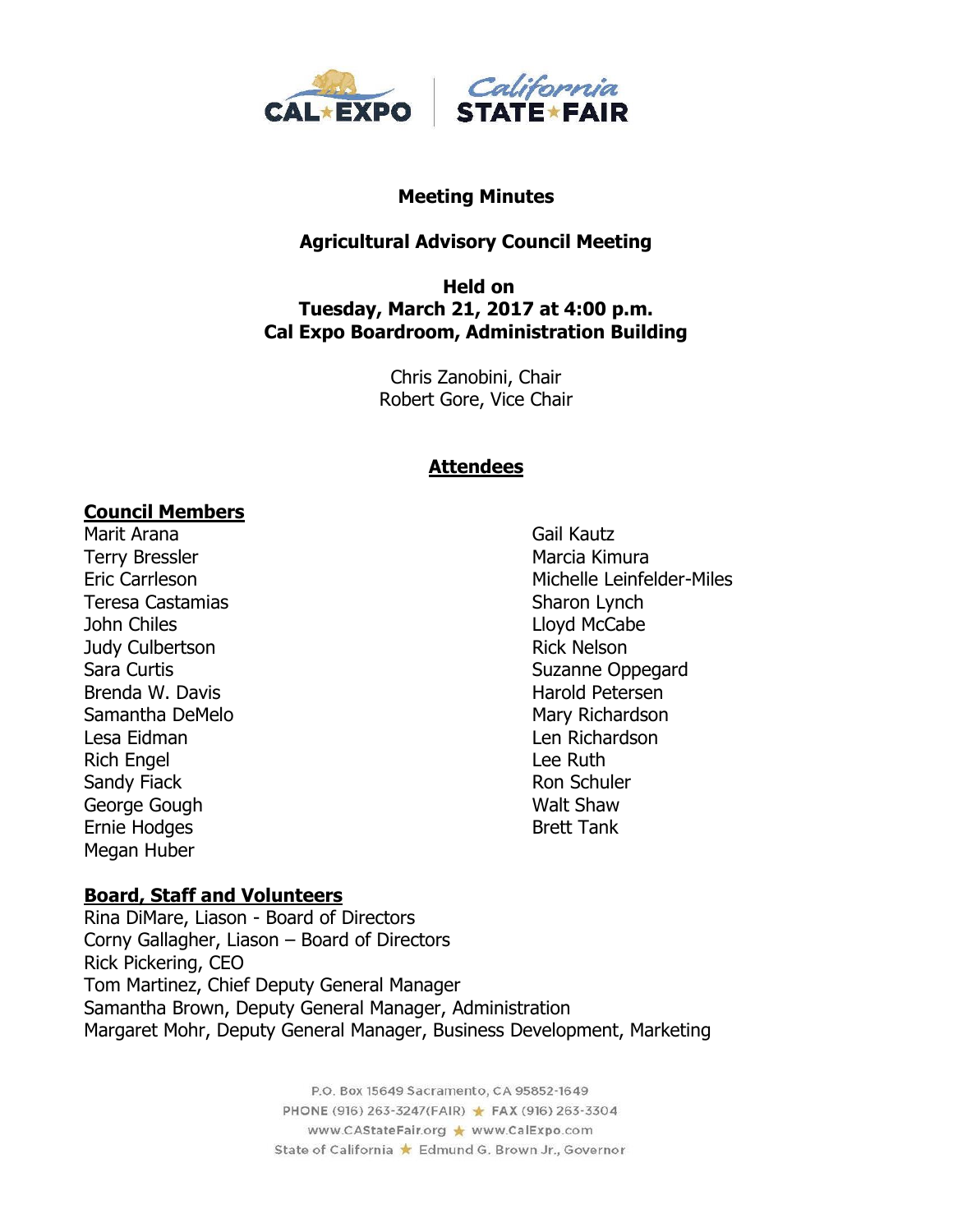**Meeting Minutes**

**Agricultural Advisory Council Meeting**

**Held on**
**Tuesday, March 21, 2017 at 4:00 p.m.**
**Cal Expo Boardroom, Administration Building**

Chris Zanobini, Chair
Robert Gore, Vice Chair

## Attendees

### Council Members

Marit Arana
Terry Bressler
Eric Carrleson
Teresa Castamias
John Chiles
Judy Culbertson
Sara Curtis
Brenda W. Davis
Samantha DeMelo
Lesa Eidman
Rich Engel
Sandy Fiack
George Gough
Ernie Hodges
Megan Huber
Gail Kautz
Marcia Kimura
Michelle Leinfelder-Miles
Sharon Lynch
Lloyd McCabe
Rick Nelson
Suzanne Oppegard
Harold Petersen
Mary Richardson
Len Richardson
Lee Ruth
Ron Schuler
Walt Shaw
Brett Tank

### Board, Staff and Volunteers

Rina DiMare, Liason - Board of Directors
Corny Gallagher, Liason – Board of Directors
Rick Pickering, CEO
Tom Martinez, Chief Deputy General Manager
Samantha Brown, Deputy General Manager, Administration
Margaret Mohr, Deputy General Manager, Business Development, Marketing

P.O. Box 15649 Sacramento, CA 95852-1649
PHONE (916) 263-3247(FAIR) ★ FAX (916) 263-3304
www.CAStateFair.org ★ www.CalExpo.com
State of California ★ Edmund G. Brown Jr., Governor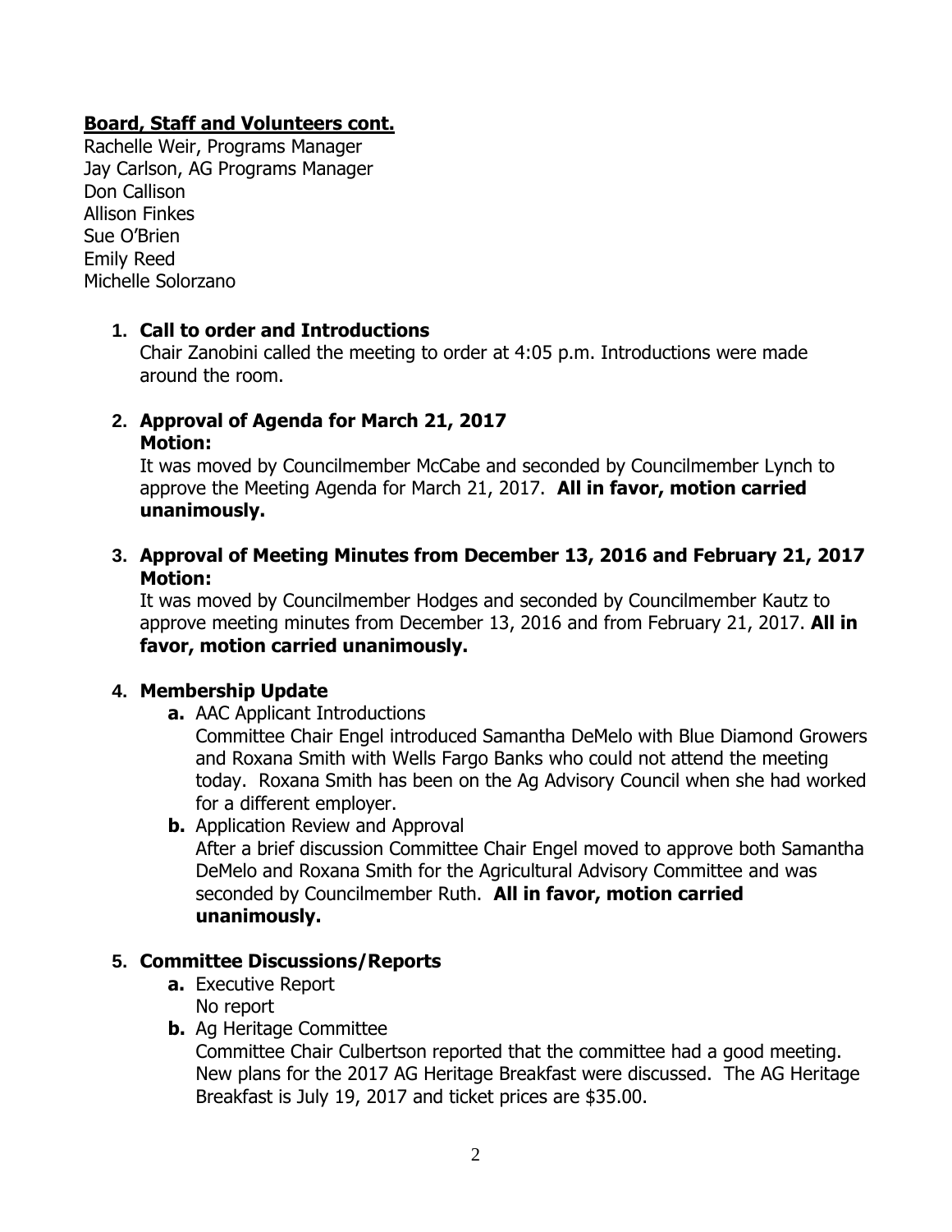**Board, Staff and Volunteers cont.**

Rachelle Weir, Programs Manager
Jay Carlson, AG Programs Manager
Don Callison
Allison Finkes
Sue O'Brien
Emily Reed
Michelle Solorzano

1. **Call to order and Introductions**
   Chair Zanobini called the meeting to order at 4:05 p.m. Introductions were made around the room.

2. **Approval of Agenda for March 21, 2017**
   **Motion:**
   It was moved by Councilmember McCabe and seconded by Councilmember Lynch to approve the Meeting Agenda for March 21, 2017. **All in favor, motion carried unanimously.**

3. **Approval of Meeting Minutes from December 13, 2016 and February 21, 2017**
   **Motion:**
   It was moved by Councilmember Hodges and seconded by Councilmember Kautz to approve meeting minutes from December 13, 2016 and from February 21, 2017. **All in favor, motion carried unanimously.**

4. **Membership Update**
   - **a.** AAC Applicant Introductions
     Committee Chair Engel introduced Samantha DeMelo with Blue Diamond Growers and Roxana Smith with Wells Fargo Banks who could not attend the meeting today. Roxana Smith has been on the Ag Advisory Council when she had worked for a different employer.
   - **b.** Application Review and Approval
     After a brief discussion Committee Chair Engel moved to approve both Samantha DeMelo and Roxana Smith for the Agricultural Advisory Committee and was seconded by Councilmember Ruth. **All in favor, motion carried unanimously.**

5. **Committee Discussions/Reports**
   - **a.** Executive Report
     No report
   - **b.** Ag Heritage Committee
     Committee Chair Culbertson reported that the committee had a good meeting. New plans for the 2017 AG Heritage Breakfast were discussed. The AG Heritage Breakfast is July 19, 2017 and ticket prices are $35.00.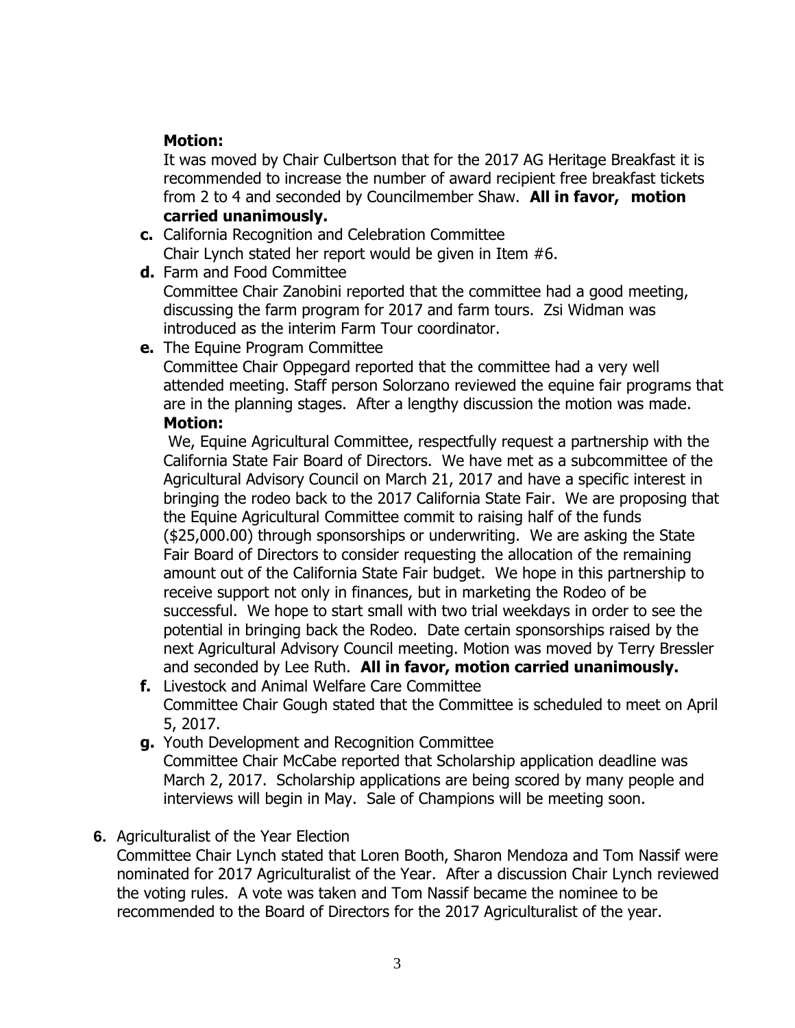**Motion:**

It was moved by Chair Culbertson that for the 2017 AG Heritage Breakfast it is recommended to increase the number of award recipient free breakfast tickets from 2 to 4 and seconded by Councilmember Shaw. **All in favor, motion carried unanimously.**

- **c.** California Recognition and Celebration Committee
  Chair Lynch stated her report would be given in Item #6.
- **d.** Farm and Food Committee
  Committee Chair Zanobini reported that the committee had a good meeting, discussing the farm program for 2017 and farm tours. Zsi Widman was introduced as the interim Farm Tour coordinator.
- **e.** The Equine Program Committee
  Committee Chair Oppegard reported that the committee had a very well attended meeting. Staff person Solorzano reviewed the equine fair programs that are in the planning stages. After a lengthy discussion the motion was made.

  **Motion:**

  We, Equine Agricultural Committee, respectfully request a partnership with the California State Fair Board of Directors. We have met as a subcommittee of the Agricultural Advisory Council on March 21, 2017 and have a specific interest in bringing the rodeo back to the 2017 California State Fair. We are proposing that the Equine Agricultural Committee commit to raising half of the funds ($25,000.00) through sponsorships or underwriting. We are asking the State Fair Board of Directors to consider requesting the allocation of the remaining amount out of the California State Fair budget. We hope in this partnership to receive support not only in finances, but in marketing the Rodeo of be successful. We hope to start small with two trial weekdays in order to see the potential in bringing back the Rodeo. Date certain sponsorships raised by the next Agricultural Advisory Council meeting. Motion was moved by Terry Bressler and seconded by Lee Ruth. **All in favor, motion carried unanimously.**
- **f.** Livestock and Animal Welfare Care Committee
  Committee Chair Gough stated that the Committee is scheduled to meet on April 5, 2017.
- **g.** Youth Development and Recognition Committee
  Committee Chair McCabe reported that Scholarship application deadline was March 2, 2017. Scholarship applications are being scored by many people and interviews will begin in May. Sale of Champions will be meeting soon.

**6.** Agriculturalist of the Year Election
Committee Chair Lynch stated that Loren Booth, Sharon Mendoza and Tom Nassif were nominated for 2017 Agriculturalist of the Year. After a discussion Chair Lynch reviewed the voting rules. A vote was taken and Tom Nassif became the nominee to be recommended to the Board of Directors for the 2017 Agriculturalist of the year.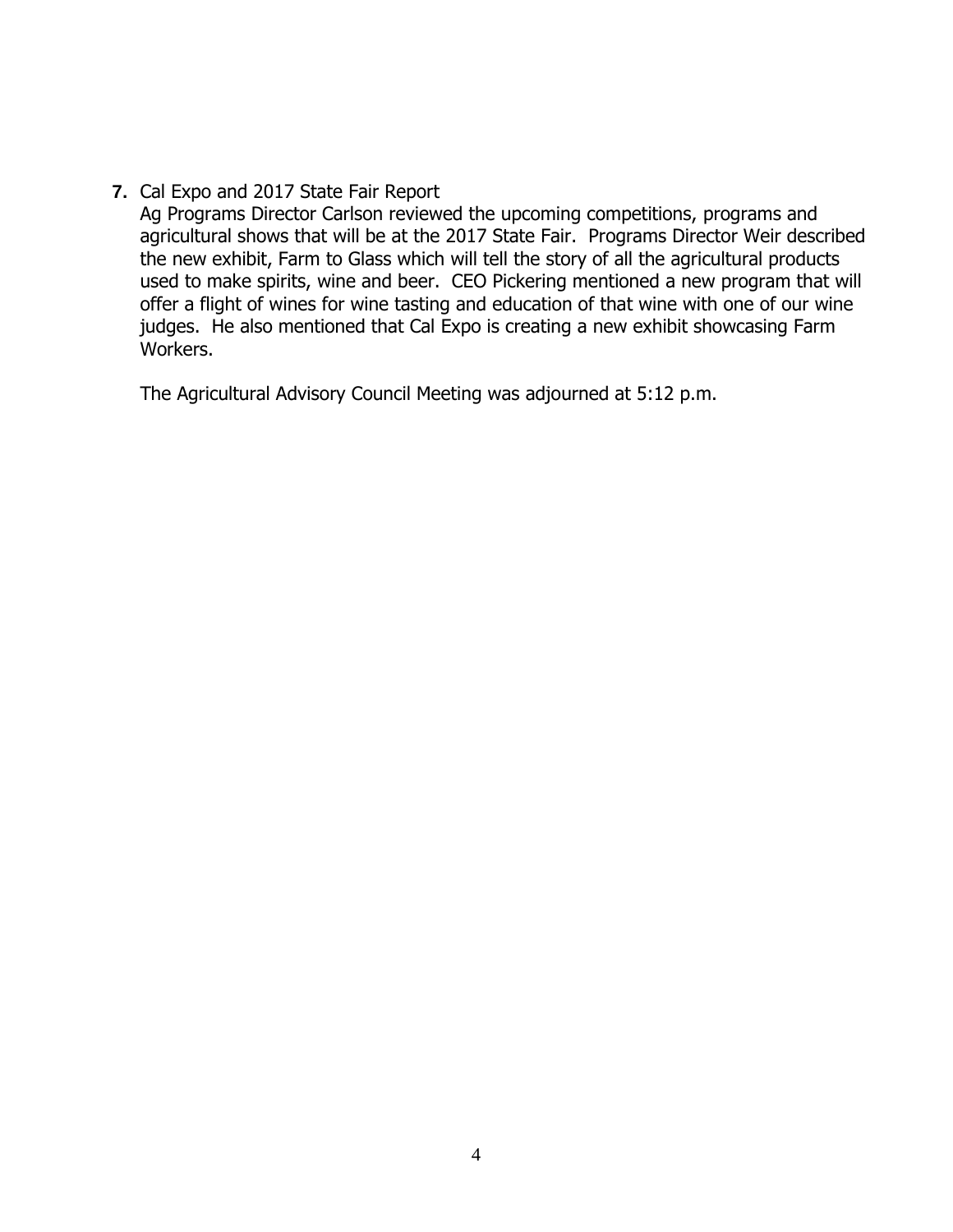**7.** Cal Expo and 2017 State Fair Report

Ag Programs Director Carlson reviewed the upcoming competitions, programs and agricultural shows that will be at the 2017 State Fair. Programs Director Weir described the new exhibit, Farm to Glass which will tell the story of all the agricultural products used to make spirits, wine and beer. CEO Pickering mentioned a new program that will offer a flight of wines for wine tasting and education of that wine with one of our wine judges. He also mentioned that Cal Expo is creating a new exhibit showcasing Farm Workers.

The Agricultural Advisory Council Meeting was adjourned at 5:12 p.m.